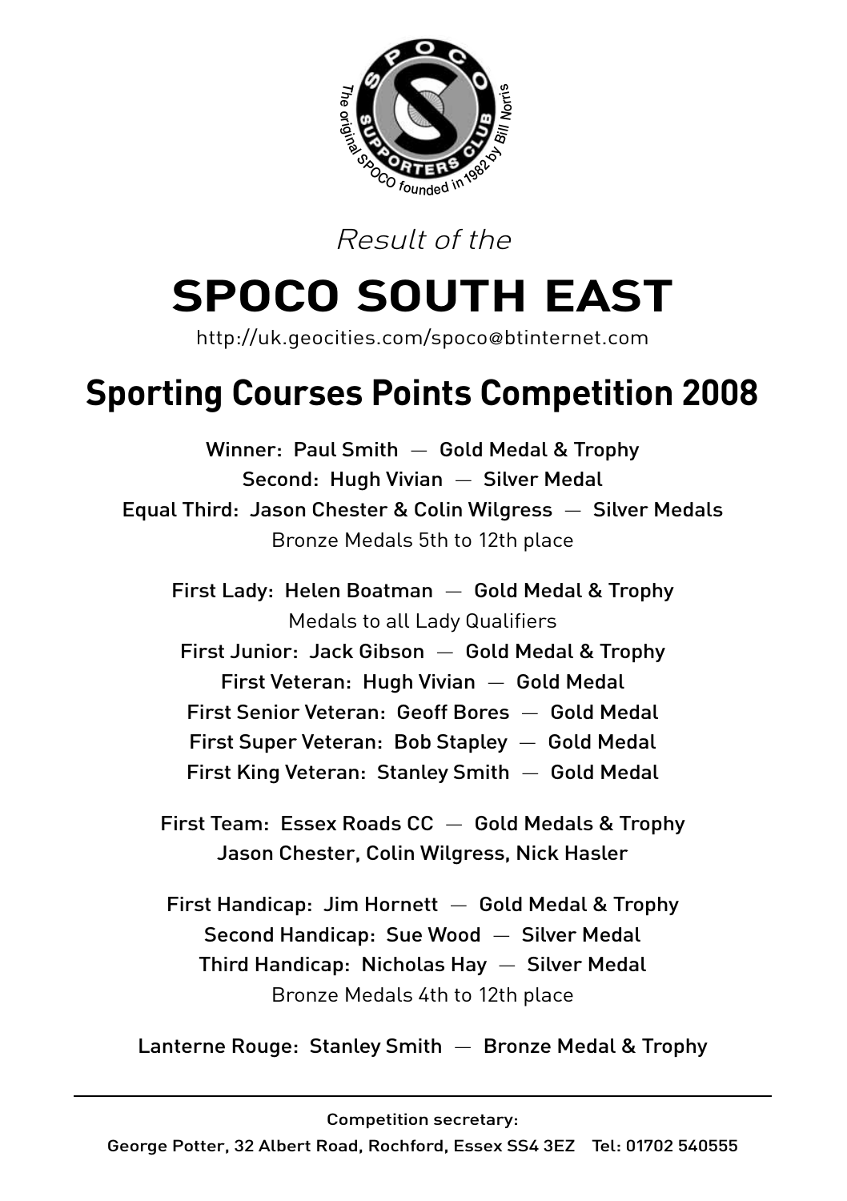*Result of the*

# SPOCO SOUTH EAST

http://uk.geocities.com/spoco@btinternet.com

## Sporting Courses Points Competition 2008

**Winner: Paul Smith — Gold Medal & Trophy**
**Second: Hugh Vivian — Silver Medal**
**Equal Third: Jason Chester & Colin Wilgress — Silver Medals**
Bronze Medals 5th to 12th place

**First Lady: Helen Boatman — Gold Medal & Trophy**
Medals to all Lady Qualifiers
**First Junior: Jack Gibson — Gold Medal & Trophy**
**First Veteran: Hugh Vivian — Gold Medal**
**First Senior Veteran: Geoff Bores — Gold Medal**
**First Super Veteran: Bob Stapley — Gold Medal**
**First King Veteran: Stanley Smith — Gold Medal**

**First Team: Essex Roads CC — Gold Medals & Trophy**
**Jason Chester, Colin Wilgress, Nick Hasler**

**First Handicap: Jim Hornett — Gold Medal & Trophy**
**Second Handicap: Sue Wood — Silver Medal**
**Third Handicap: Nicholas Hay — Silver Medal**
Bronze Medals 4th to 12th place

**Lanterne Rouge: Stanley Smith — Bronze Medal & Trophy**

---

**Competition secretary:**
**George Potter, 32 Albert Road, Rochford, Essex SS4 3EZ Tel: 01702 540555**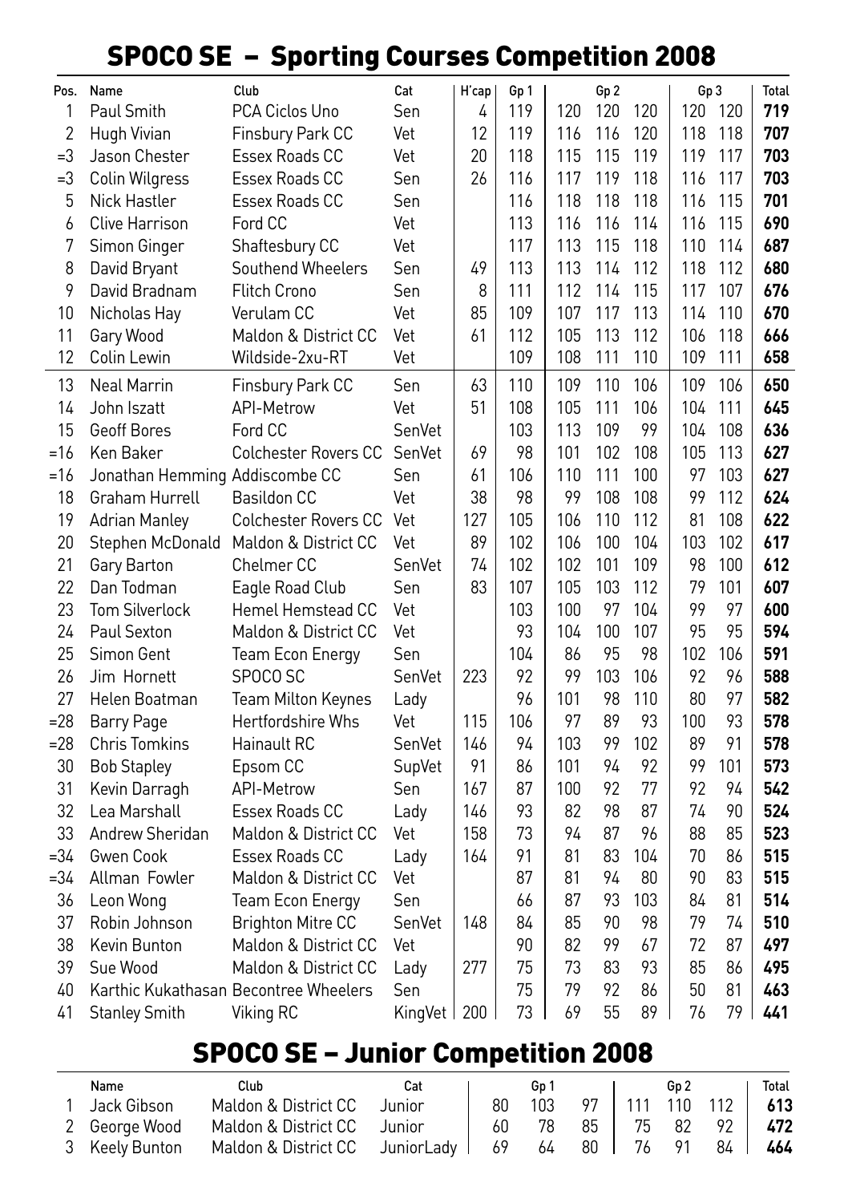## SPOCO SE – Sporting Courses Competition 2008

| Pos. | Name | Club | Cat | H'cap | Gp 1 | Gp 2 | | | Gp 3 | | Total |
|---|---|---|---|---|---|---|---|---|---|---|---|
| 1 | Paul Smith | PCA Ciclos Uno | Sen | 4 | 119 | 120 | 120 | 120 | 120 | 120 | 719 |
| 2 | Hugh Vivian | Finsbury Park CC | Vet | 12 | 119 | 116 | 116 | 120 | 118 | 118 | 707 |
| =3 | Jason Chester | Essex Roads CC | Vet | 20 | 118 | 115 | 115 | 119 | 119 | 117 | 703 |
| =3 | Colin Wilgress | Essex Roads CC | Sen | 26 | 116 | 117 | 119 | 118 | 116 | 117 | 703 |
| 5 | Nick Hastler | Essex Roads CC | Sen | | 116 | 118 | 118 | 118 | 116 | 115 | 701 |
| 6 | Clive Harrison | Ford CC | Vet | | 113 | 116 | 116 | 114 | 116 | 115 | 690 |
| 7 | Simon Ginger | Shaftesbury CC | Vet | | 117 | 113 | 115 | 118 | 110 | 114 | 687 |
| 8 | David Bryant | Southend Wheelers | Sen | 49 | 113 | 113 | 114 | 112 | 118 | 112 | 680 |
| 9 | David Bradnam | Flitch Crono | Sen | 8 | 111 | 112 | 114 | 115 | 117 | 107 | 676 |
| 10 | Nicholas Hay | Verulam CC | Vet | 85 | 109 | 107 | 117 | 113 | 114 | 110 | 670 |
| 11 | Gary Wood | Maldon & District CC | Vet | 61 | 112 | 105 | 113 | 112 | 106 | 118 | 666 |
| 12 | Colin Lewin | Wildside-2xu-RT | Vet | | 109 | 108 | 111 | 110 | 109 | 111 | 658 |
| 13 | Neal Marrin | Finsbury Park CC | Sen | 63 | 110 | 109 | 110 | 106 | 109 | 106 | 650 |
| 14 | John Iszatt | API-Metrow | Vet | 51 | 108 | 105 | 111 | 106 | 104 | 111 | 645 |
| 15 | Geoff Bores | Ford CC | SenVet | | 103 | 113 | 109 | 99 | 104 | 108 | 636 |
| =16 | Ken Baker | Colchester Rovers CC | SenVet | 69 | 98 | 101 | 102 | 108 | 105 | 113 | 627 |
| =16 | Jonathan Hemming | Addiscombe CC | Sen | 61 | 106 | 110 | 111 | 100 | 97 | 103 | 627 |
| 18 | Graham Hurrell | Basildon CC | Vet | 38 | 98 | 99 | 108 | 108 | 99 | 112 | 624 |
| 19 | Adrian Manley | Colchester Rovers CC | Vet | 127 | 105 | 106 | 110 | 112 | 81 | 108 | 622 |
| 20 | Stephen McDonald | Maldon & District CC | Vet | 89 | 102 | 106 | 100 | 104 | 103 | 102 | 617 |
| 21 | Gary Barton | Chelmer CC | SenVet | 74 | 102 | 102 | 101 | 109 | 98 | 100 | 612 |
| 22 | Dan Todman | Eagle Road Club | Sen | 83 | 107 | 105 | 103 | 112 | 79 | 101 | 607 |
| 23 | Tom Silverlock | Hemel Hemstead CC | Vet | | 103 | 100 | 97 | 104 | 99 | 97 | 600 |
| 24 | Paul Sexton | Maldon & District CC | Vet | | 93 | 104 | 100 | 107 | 95 | 95 | 594 |
| 25 | Simon Gent | Team Econ Energy | Sen | | 104 | 86 | 95 | 98 | 102 | 106 | 591 |
| 26 | Jim Hornett | SPOCO SC | SenVet | 223 | 92 | 99 | 103 | 106 | 92 | 96 | 588 |
| 27 | Helen Boatman | Team Milton Keynes | Lady | | 96 | 101 | 98 | 110 | 80 | 97 | 582 |
| =28 | Barry Page | Hertfordshire Whs | Vet | 115 | 106 | 97 | 89 | 93 | 100 | 93 | 578 |
| =28 | Chris Tomkins | Hainault RC | SenVet | 146 | 94 | 103 | 99 | 102 | 89 | 91 | 578 |
| 30 | Bob Stapley | Epsom CC | SupVet | 91 | 86 | 101 | 94 | 92 | 99 | 101 | 573 |
| 31 | Kevin Darragh | API-Metrow | Sen | 167 | 87 | 100 | 92 | 77 | 92 | 94 | 542 |
| 32 | Lea Marshall | Essex Roads CC | Lady | 146 | 93 | 82 | 98 | 87 | 74 | 90 | 524 |
| 33 | Andrew Sheridan | Maldon & District CC | Vet | 158 | 73 | 94 | 87 | 96 | 88 | 85 | 523 |
| =34 | Gwen Cook | Essex Roads CC | Lady | 164 | 91 | 81 | 83 | 104 | 70 | 86 | 515 |
| =34 | Allman Fowler | Maldon & District CC | Vet | | 87 | 81 | 94 | 80 | 90 | 83 | 515 |
| 36 | Leon Wong | Team Econ Energy | Sen | | 66 | 87 | 93 | 103 | 84 | 81 | 514 |
| 37 | Robin Johnson | Brighton Mitre CC | SenVet | 148 | 84 | 85 | 90 | 98 | 79 | 74 | 510 |
| 38 | Kevin Bunton | Maldon & District CC | Vet | | 90 | 82 | 99 | 67 | 72 | 87 | 497 |
| 39 | Sue Wood | Maldon & District CC | Lady | 277 | 75 | 73 | 83 | 93 | 85 | 86 | 495 |
| 40 | Karthic Kukathasan | Becontree Wheelers | Sen | | 75 | 79 | 92 | 86 | 50 | 81 | 463 |
| 41 | Stanley Smith | Viking RC | KingVet | 200 | 73 | 69 | 55 | 89 | 76 | 79 | 441 |

## SPOCO SE – Junior Competition 2008

| | Name | Club | Cat | Gp 1 | | | Gp 2 | | | Total |
|---|---|---|---|---|---|---|---|---|---|---|
| 1 | Jack Gibson | Maldon & District CC | Junior | 80 | 103 | 97 | 111 | 110 | 112 | 613 |
| 2 | George Wood | Maldon & District CC | Junior | 60 | 78 | 85 | 75 | 82 | 92 | 472 |
| 3 | Keely Bunton | Maldon & District CC | JuniorLady | 69 | 64 | 80 | 76 | 91 | 84 | 464 |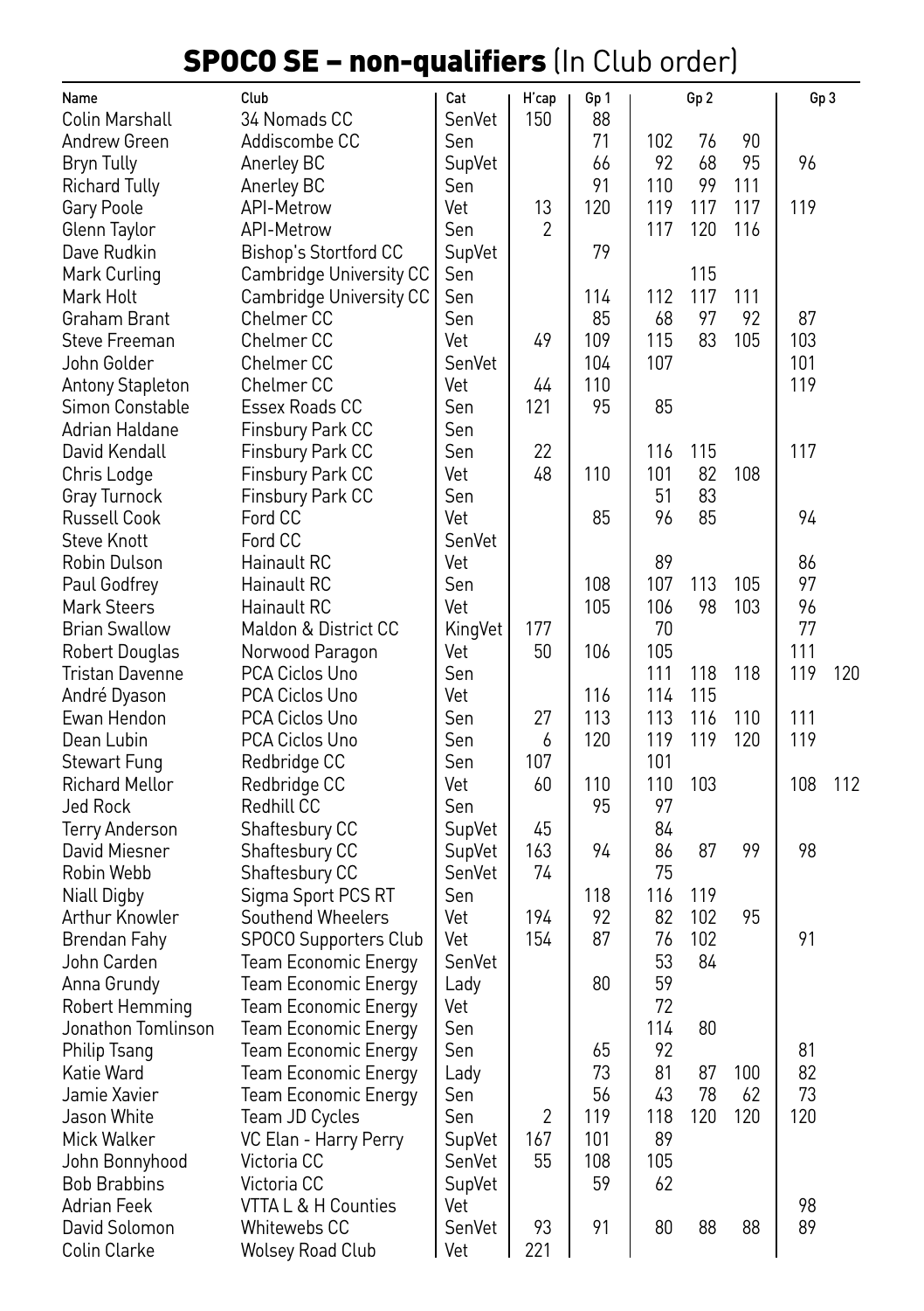# SPOCO SE – non-qualifiers (In Club order)

| Name | Club | Cat | H'cap | Gp 1 | Gp 2 | | | Gp 3 | |
|---|---|---|---|---|---|---|---|---|---|
| Colin Marshall | 34 Nomads CC | SenVet | 150 | 88 | | | | | |
| Andrew Green | Addiscombe CC | Sen | | 71 | 102 | 76 | 90 | | |
| Bryn Tully | Anerley BC | SupVet | | 66 | 92 | 68 | 95 | 96 | |
| Richard Tully | Anerley BC | Sen | | 91 | 110 | 99 | 111 | | |
| Gary Poole | API-Metrow | Vet | 13 | 120 | 119 | 117 | 117 | 119 | |
| Glenn Taylor | API-Metrow | Sen | 2 | | 117 | 120 | 116 | | |
| Dave Rudkin | Bishop's Stortford CC | SupVet | | 79 | | | | | |
| Mark Curling | Cambridge University CC | Sen | | | | 115 | | | |
| Mark Holt | Cambridge University CC | Sen | | 114 | 112 | 117 | 111 | | |
| Graham Brant | Chelmer CC | Sen | | 85 | 68 | 97 | 92 | 87 | |
| Steve Freeman | Chelmer CC | Vet | 49 | 109 | 115 | 83 | 105 | 103 | |
| John Golder | Chelmer CC | SenVet | | 104 | 107 | | | 101 | |
| Antony Stapleton | Chelmer CC | Vet | 44 | 110 | | | | 119 | |
| Simon Constable | Essex Roads CC | Sen | 121 | 95 | 85 | | | | |
| Adrian Haldane | Finsbury Park CC | Sen | | | | | | | |
| David Kendall | Finsbury Park CC | Sen | 22 | | 116 | 115 | | 117 | |
| Chris Lodge | Finsbury Park CC | Vet | 48 | 110 | 101 | 82 | 108 | | |
| Gray Turnock | Finsbury Park CC | Sen | | | 51 | 83 | | | |
| Russell Cook | Ford CC | Vet | | 85 | 96 | 85 | | 94 | |
| Steve Knott | Ford CC | SenVet | | | | | | | |
| Robin Dulson | Hainault RC | Vet | | | 89 | | | 86 | |
| Paul Godfrey | Hainault RC | Sen | | 108 | 107 | 113 | 105 | 97 | |
| Mark Steers | Hainault RC | Vet | | 105 | 106 | 98 | 103 | 96 | |
| Brian Swallow | Maldon & District CC | KingVet | 177 | | 70 | | | 77 | |
| Robert Douglas | Norwood Paragon | Vet | 50 | 106 | 105 | | | 111 | |
| Tristan Davenne | PCA Ciclos Uno | Sen | | | 111 | 118 | 118 | 119 | 120 |
| André Dyason | PCA Ciclos Uno | Vet | | 116 | 114 | 115 | | | |
| Ewan Hendon | PCA Ciclos Uno | Sen | 27 | 113 | 113 | 116 | 110 | 111 | |
| Dean Lubin | PCA Ciclos Uno | Sen | 6 | 120 | 119 | 119 | 120 | 119 | |
| Stewart Fung | Redbridge CC | Sen | 107 | | 101 | | | | |
| Richard Mellor | Redbridge CC | Vet | 60 | 110 | 110 | 103 | | 108 | 112 |
| Jed Rock | Redhill CC | Sen | | 95 | 97 | | | | |
| Terry Anderson | Shaftesbury CC | SupVet | 45 | | 84 | | | | |
| David Miesner | Shaftesbury CC | SupVet | 163 | 94 | 86 | 87 | 99 | 98 | |
| Robin Webb | Shaftesbury CC | SenVet | 74 | | 75 | | | | |
| Niall Digby | Sigma Sport PCS RT | Sen | | 118 | 116 | 119 | | | |
| Arthur Knowler | Southend Wheelers | Vet | 194 | 92 | 82 | 102 | 95 | | |
| Brendan Fahy | SPOCO Supporters Club | Vet | 154 | 87 | 76 | 102 | | 91 | |
| John Carden | Team Economic Energy | SenVet | | | 53 | 84 | | | |
| Anna Grundy | Team Economic Energy | Lady | | 80 | 59 | | | | |
| Robert Hemming | Team Economic Energy | Vet | | | 72 | | | | |
| Jonathon Tomlinson | Team Economic Energy | Sen | | | 114 | 80 | | | |
| Philip Tsang | Team Economic Energy | Sen | | 65 | 92 | | | 81 | |
| Katie Ward | Team Economic Energy | Lady | | 73 | 81 | 87 | 100 | 82 | |
| Jamie Xavier | Team Economic Energy | Sen | | 56 | 43 | 78 | 62 | 73 | |
| Jason White | Team JD Cycles | Sen | 2 | 119 | 118 | 120 | 120 | 120 | |
| Mick Walker | VC Elan - Harry Perry | SupVet | 167 | 101 | 89 | | | | |
| John Bonnyhood | Victoria CC | SenVet | 55 | 108 | 105 | | | | |
| Bob Brabbins | Victoria CC | SupVet | | 59 | 62 | | | | |
| Adrian Feek | VTTA L & H Counties | Vet | | | | | | 98 | |
| David Solomon | Whitewebs CC | SenVet | 93 | 91 | 80 | 88 | 88 | 89 | |
| Colin Clarke | Wolsey Road Club | Vet | 221 | | | | | | |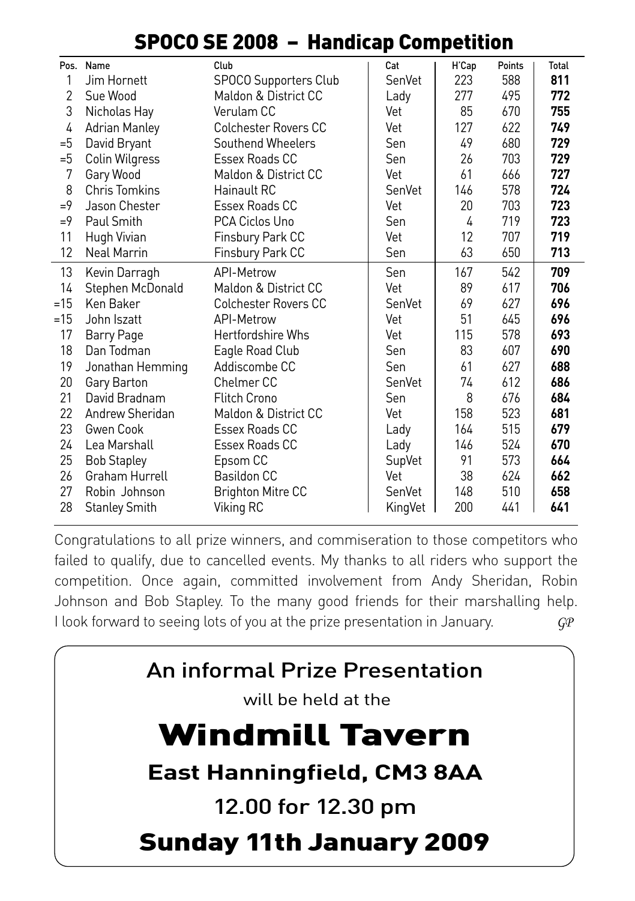# SPOCO SE 2008 – Handicap Competition

| Pos. | Name | Club | Cat | H'Cap | Points | Total |
|---|---|---|---|---|---|---|
| 1 | Jim Hornett | SPOCO Supporters Club | SenVet | 223 | 588 | **811** |
| 2 | Sue Wood | Maldon & District CC | Lady | 277 | 495 | **772** |
| 3 | Nicholas Hay | Verulam CC | Vet | 85 | 670 | **755** |
| 4 | Adrian Manley | Colchester Rovers CC | Vet | 127 | 622 | **749** |
| =5 | David Bryant | Southend Wheelers | Sen | 49 | 680 | **729** |
| =5 | Colin Wilgress | Essex Roads CC | Sen | 26 | 703 | **729** |
| 7 | Gary Wood | Maldon & District CC | Vet | 61 | 666 | **727** |
| 8 | Chris Tomkins | Hainault RC | SenVet | 146 | 578 | **724** |
| =9 | Jason Chester | Essex Roads CC | Vet | 20 | 703 | **723** |
| =9 | Paul Smith | PCA Ciclos Uno | Sen | 4 | 719 | **723** |
| 11 | Hugh Vivian | Finsbury Park CC | Vet | 12 | 707 | **719** |
| 12 | Neal Marrin | Finsbury Park CC | Sen | 63 | 650 | **713** |
| 13 | Kevin Darragh | API-Metrow | Sen | 167 | 542 | **709** |
| 14 | Stephen McDonald | Maldon & District CC | Vet | 89 | 617 | **706** |
| =15 | Ken Baker | Colchester Rovers CC | SenVet | 69 | 627 | **696** |
| =15 | John Iszatt | API-Metrow | Vet | 51 | 645 | **696** |
| 17 | Barry Page | Hertfordshire Whs | Vet | 115 | 578 | **693** |
| 18 | Dan Todman | Eagle Road Club | Sen | 83 | 607 | **690** |
| 19 | Jonathan Hemming | Addiscombe CC | Sen | 61 | 627 | **688** |
| 20 | Gary Barton | Chelmer CC | SenVet | 74 | 612 | **686** |
| 21 | David Bradnam | Flitch Crono | Sen | 8 | 676 | **684** |
| 22 | Andrew Sheridan | Maldon & District CC | Vet | 158 | 523 | **681** |
| 23 | Gwen Cook | Essex Roads CC | Lady | 164 | 515 | **679** |
| 24 | Lea Marshall | Essex Roads CC | Lady | 146 | 524 | **670** |
| 25 | Bob Stapley | Epsom CC | SupVet | 91 | 573 | **664** |
| 26 | Graham Hurrell | Basildon CC | Vet | 38 | 624 | **662** |
| 27 | Robin Johnson | Brighton Mitre CC | SenVet | 148 | 510 | **658** |
| 28 | Stanley Smith | Viking RC | KingVet | 200 | 441 | **641** |

Congratulations to all prize winners, and commiseration to those competitors who failed to qualify, due to cancelled events. My thanks to all riders who support the competition. Once again, committed involvement from Andy Sheridan, Robin Johnson and Bob Stapley. To the many good friends for their marshalling help. I look forward to seeing lots of you at the prize presentation in January. *GP*

**An informal Prize Presentation**

will be held at the

# Windmill Tavern

**East Hanningfield, CM3 8AA**

12.00 for 12.30 pm

**Sunday 11th January 2009**